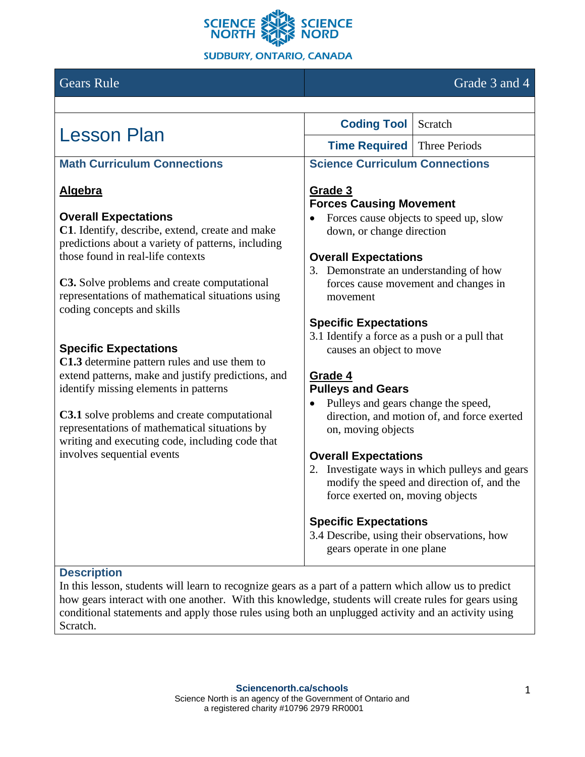SCIENCE NORTH SCIENCE NORD
SUDBURY, ONTARIO, CANADA

| Gears Rule | Grade 3 and 4 |
|---|---|

# Lesson Plan

| | |
|---|---|
| **Coding Tool** | Scratch |
| **Time Required** | Three Periods |

## Math Curriculum Connections

### Algebra

**Overall Expectations**

**C1**. Identify, describe, extend, create and make predictions about a variety of patterns, including those found in real-life contexts

**C3.** Solve problems and create computational representations of mathematical situations using coding concepts and skills

**Specific Expectations**

**C1.3** determine pattern rules and use them to extend patterns, make and justify predictions, and identify missing elements in patterns

**C3.1** solve problems and create computational representations of mathematical situations by writing and executing code, including code that involves sequential events

## Science Curriculum Connections

### Grade 3

**Forces Causing Movement**

- Forces cause objects to speed up, slow down, or change direction

**Overall Expectations**

3. Demonstrate an understanding of how forces cause movement and changes in movement

**Specific Expectations**

3.1 Identify a force as a push or a pull that causes an object to move

### Grade 4

**Pulleys and Gears**

- Pulleys and gears change the speed, direction, and motion of, and force exerted on, moving objects

**Overall Expectations**

2. Investigate ways in which pulleys and gears modify the speed and direction of, and the force exerted on, moving objects

**Specific Expectations**

3.4 Describe, using their observations, how gears operate in one plane

## Description

In this lesson, students will learn to recognize gears as a part of a pattern which allow us to predict how gears interact with one another. With this knowledge, students will create rules for gears using conditional statements and apply those rules using both an unplugged activity and an activity using Scratch.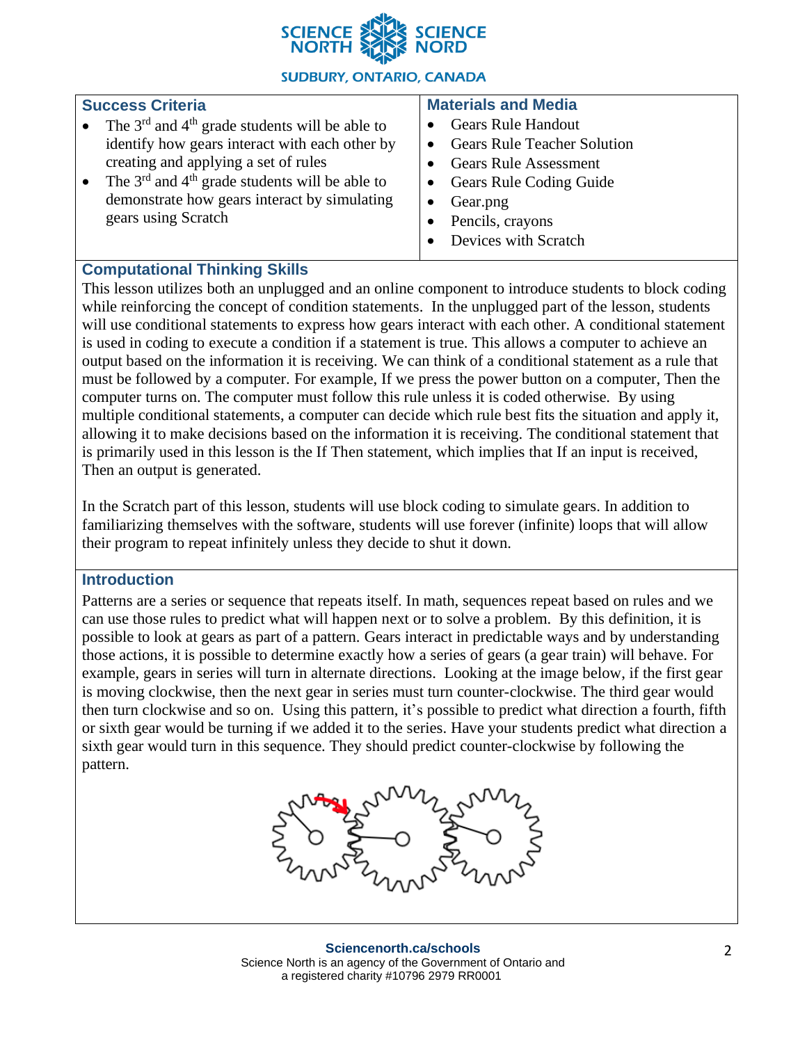## Success Criteria

- The 3rd and 4th grade students will be able to identify how gears interact with each other by creating and applying a set of rules
- The 3rd and 4th grade students will be able to demonstrate how gears interact by simulating gears using Scratch

## Materials and Media

- Gears Rule Handout
- Gears Rule Teacher Solution
- Gears Rule Assessment
- Gears Rule Coding Guide
- Gear.png
- Pencils, crayons
- Devices with Scratch

## Computational Thinking Skills

This lesson utilizes both an unplugged and an online component to introduce students to block coding while reinforcing the concept of condition statements. In the unplugged part of the lesson, students will use conditional statements to express how gears interact with each other. A conditional statement is used in coding to execute a condition if a statement is true. This allows a computer to achieve an output based on the information it is receiving. We can think of a conditional statement as a rule that must be followed by a computer. For example, If we press the power button on a computer, Then the computer turns on. The computer must follow this rule unless it is coded otherwise. By using multiple conditional statements, a computer can decide which rule best fits the situation and apply it, allowing it to make decisions based on the information it is receiving. The conditional statement that is primarily used in this lesson is the If Then statement, which implies that If an input is received, Then an output is generated.

In the Scratch part of this lesson, students will use block coding to simulate gears. In addition to familiarizing themselves with the software, students will use forever (infinite) loops that will allow their program to repeat infinitely unless they decide to shut it down.

## Introduction

Patterns are a series or sequence that repeats itself. In math, sequences repeat based on rules and we can use those rules to predict what will happen next or to solve a problem. By this definition, it is possible to look at gears as part of a pattern. Gears interact in predictable ways and by understanding those actions, it is possible to determine exactly how a series of gears (a gear train) will behave. For example, gears in series will turn in alternate directions. Looking at the image below, if the first gear is moving clockwise, then the next gear in series must turn counter-clockwise. The third gear would then turn clockwise and so on. Using this pattern, it's possible to predict what direction a fourth, fifth or sixth gear would be turning if we added it to the series. Have your students predict what direction a sixth gear would turn in this sequence. They should predict counter-clockwise by following the pattern.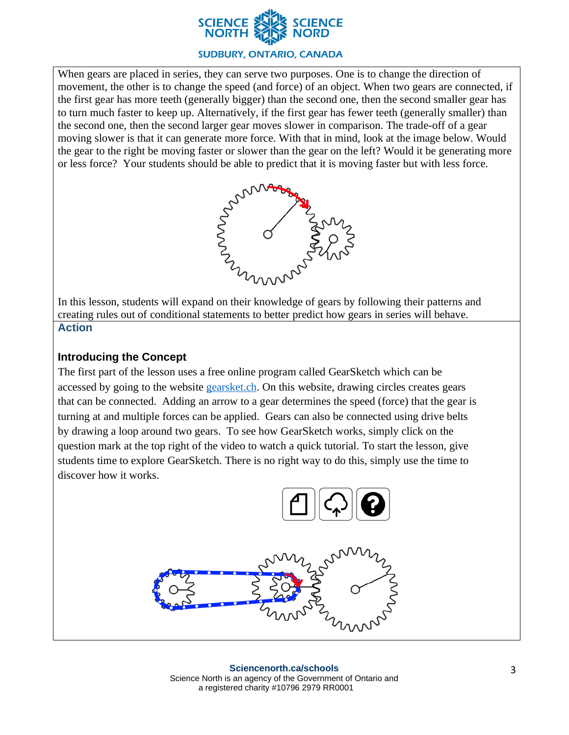When gears are placed in series, they can serve two purposes. One is to change the direction of movement, the other is to change the speed (and force) of an object. When two gears are connected, if the first gear has more teeth (generally bigger) than the second one, then the second smaller gear has to turn much faster to keep up. Alternatively, if the first gear has fewer teeth (generally smaller) than the second one, then the second larger gear moves slower in comparison. The trade-off of a gear moving slower is that it can generate more force. With that in mind, look at the image below. Would the gear to the right be moving faster or slower than the gear on the left? Would it be generating more or less force? Your students should be able to predict that it is moving faster but with less force.

In this lesson, students will expand on their knowledge of gears by following their patterns and creating rules out of conditional statements to better predict how gears in series will behave.

## Action

### Introducing the Concept

The first part of the lesson uses a free online program called GearSketch which can be accessed by going to the website gearsket.ch. On this website, drawing circles creates gears that can be connected. Adding an arrow to a gear determines the speed (force) that the gear is turning at and multiple forces can be applied. Gears can also be connected using drive belts by drawing a loop around two gears. To see how GearSketch works, simply click on the question mark at the top right of the video to watch a quick tutorial. To start the lesson, give students time to explore GearSketch. There is no right way to do this, simply use the time to discover how it works.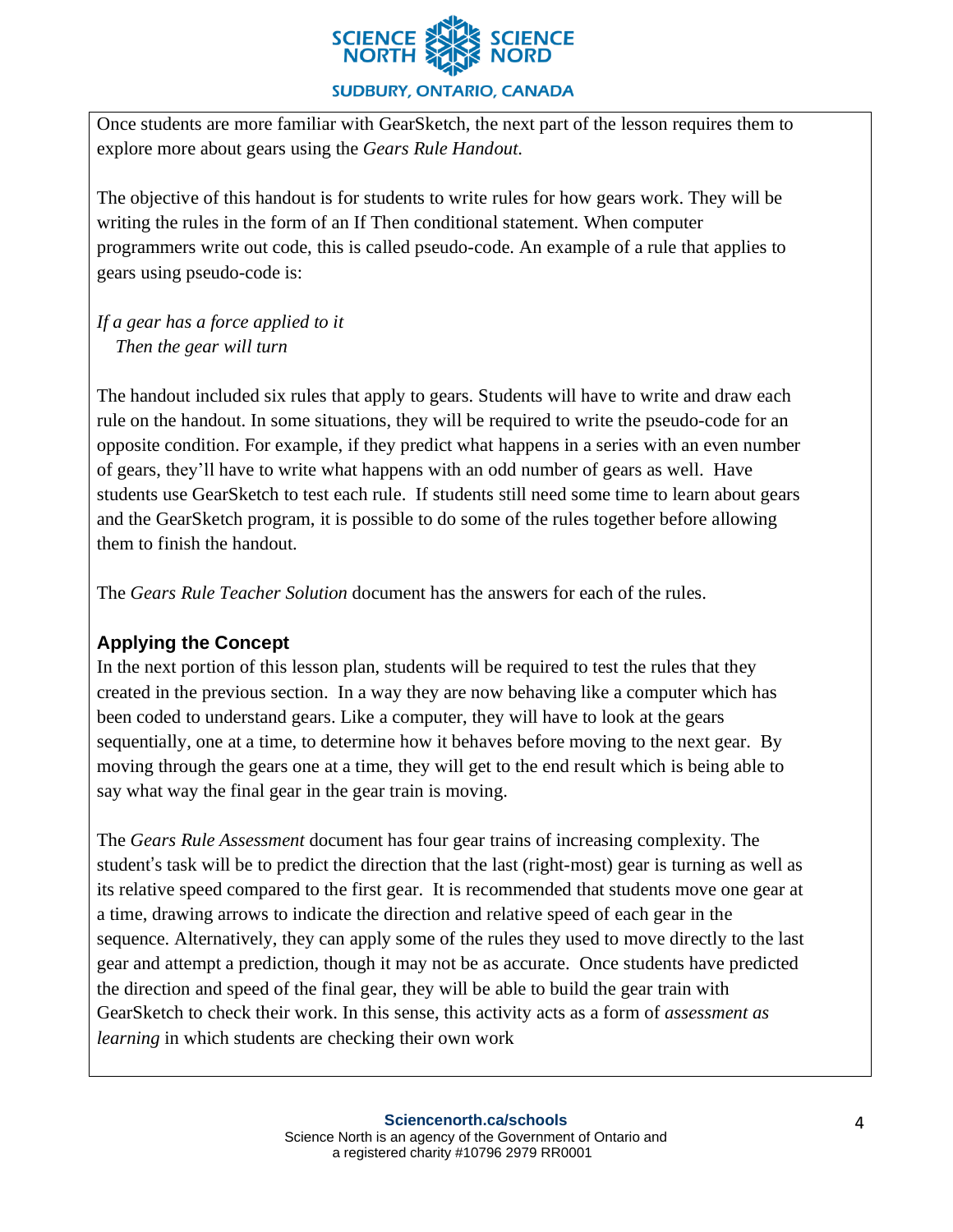Once students are more familiar with GearSketch, the next part of the lesson requires them to explore more about gears using the *Gears Rule Handout.*

The objective of this handout is for students to write rules for how gears work. They will be writing the rules in the form of an If Then conditional statement. When computer programmers write out code, this is called pseudo-code. An example of a rule that applies to gears using pseudo-code is:

*If a gear has a force applied to it*
*Then the gear will turn*

The handout included six rules that apply to gears. Students will have to write and draw each rule on the handout. In some situations, they will be required to write the pseudo-code for an opposite condition. For example, if they predict what happens in a series with an even number of gears, they'll have to write what happens with an odd number of gears as well. Have students use GearSketch to test each rule. If students still need some time to learn about gears and the GearSketch program, it is possible to do some of the rules together before allowing them to finish the handout.

The *Gears Rule Teacher Solution* document has the answers for each of the rules.

## Applying the Concept

In the next portion of this lesson plan, students will be required to test the rules that they created in the previous section. In a way they are now behaving like a computer which has been coded to understand gears. Like a computer, they will have to look at the gears sequentially, one at a time, to determine how it behaves before moving to the next gear. By moving through the gears one at a time, they will get to the end result which is being able to say what way the final gear in the gear train is moving.

The *Gears Rule Assessment* document has four gear trains of increasing complexity. The student's task will be to predict the direction that the last (right-most) gear is turning as well as its relative speed compared to the first gear. It is recommended that students move one gear at a time, drawing arrows to indicate the direction and relative speed of each gear in the sequence. Alternatively, they can apply some of the rules they used to move directly to the last gear and attempt a prediction, though it may not be as accurate. Once students have predicted the direction and speed of the final gear, they will be able to build the gear train with GearSketch to check their work. In this sense, this activity acts as a form of *assessment as learning* in which students are checking their own work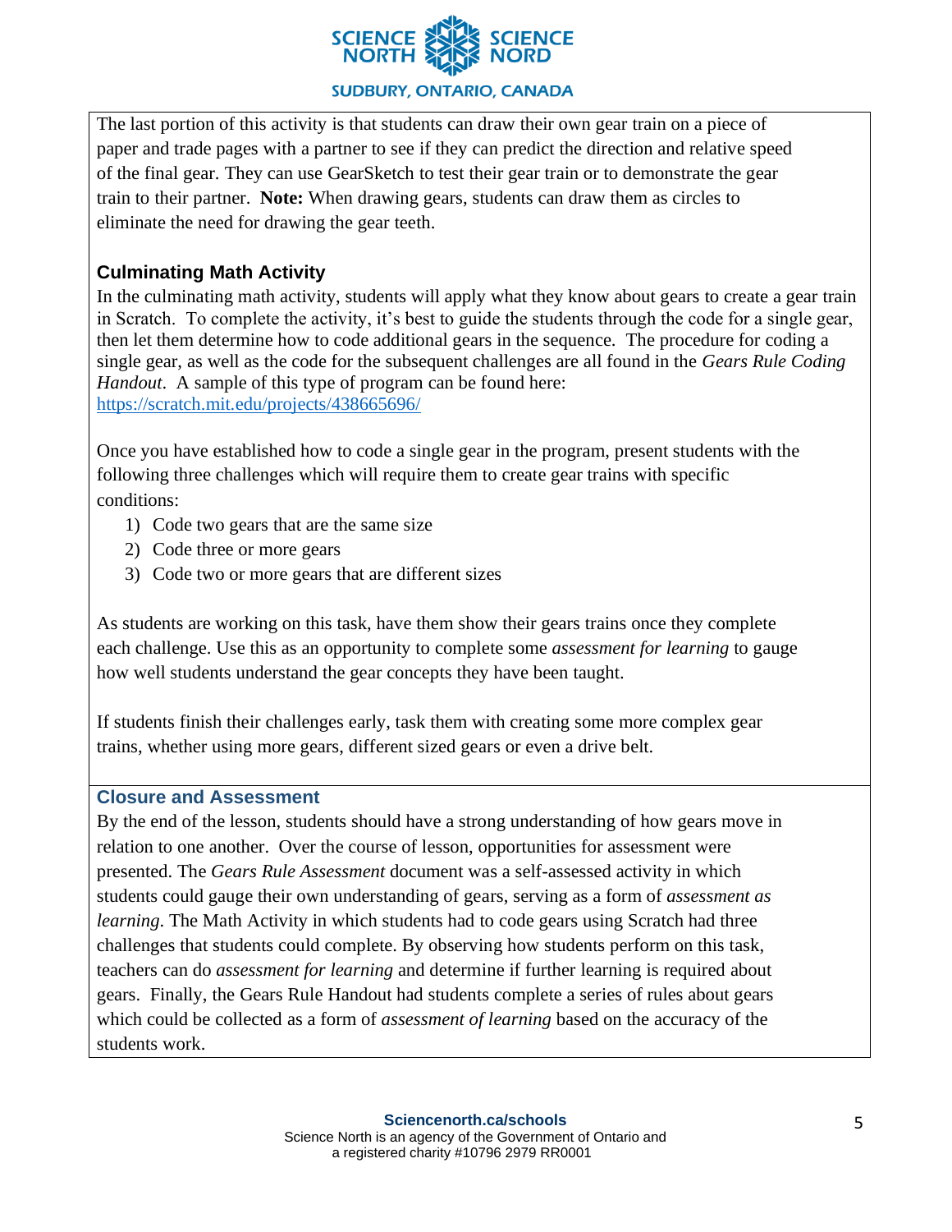The last portion of this activity is that students can draw their own gear train on a piece of paper and trade pages with a partner to see if they can predict the direction and relative speed of the final gear. They can use GearSketch to test their gear train or to demonstrate the gear train to their partner. **Note:** When drawing gears, students can draw them as circles to eliminate the need for drawing the gear teeth.

### Culminating Math Activity

In the culminating math activity, students will apply what they know about gears to create a gear train in Scratch. To complete the activity, it's best to guide the students through the code for a single gear, then let them determine how to code additional gears in the sequence. The procedure for coding a single gear, as well as the code for the subsequent challenges are all found in the *Gears Rule Coding Handout*. A sample of this type of program can be found here: https://scratch.mit.edu/projects/438665696/

Once you have established how to code a single gear in the program, present students with the following three challenges which will require them to create gear trains with specific conditions:

1) Code two gears that are the same size
2) Code three or more gears
3) Code two or more gears that are different sizes

As students are working on this task, have them show their gears trains once they complete each challenge. Use this as an opportunity to complete some *assessment for learning* to gauge how well students understand the gear concepts they have been taught.

If students finish their challenges early, task them with creating some more complex gear trains, whether using more gears, different sized gears or even a drive belt.

### Closure and Assessment

By the end of the lesson, students should have a strong understanding of how gears move in relation to one another. Over the course of lesson, opportunities for assessment were presented. The *Gears Rule Assessment* document was a self-assessed activity in which students could gauge their own understanding of gears, serving as a form of *assessment as learning*. The Math Activity in which students had to code gears using Scratch had three challenges that students could complete. By observing how students perform on this task, teachers can do *assessment for learning* and determine if further learning is required about gears. Finally, the Gears Rule Handout had students complete a series of rules about gears which could be collected as a form of *assessment of learning* based on the accuracy of the students work.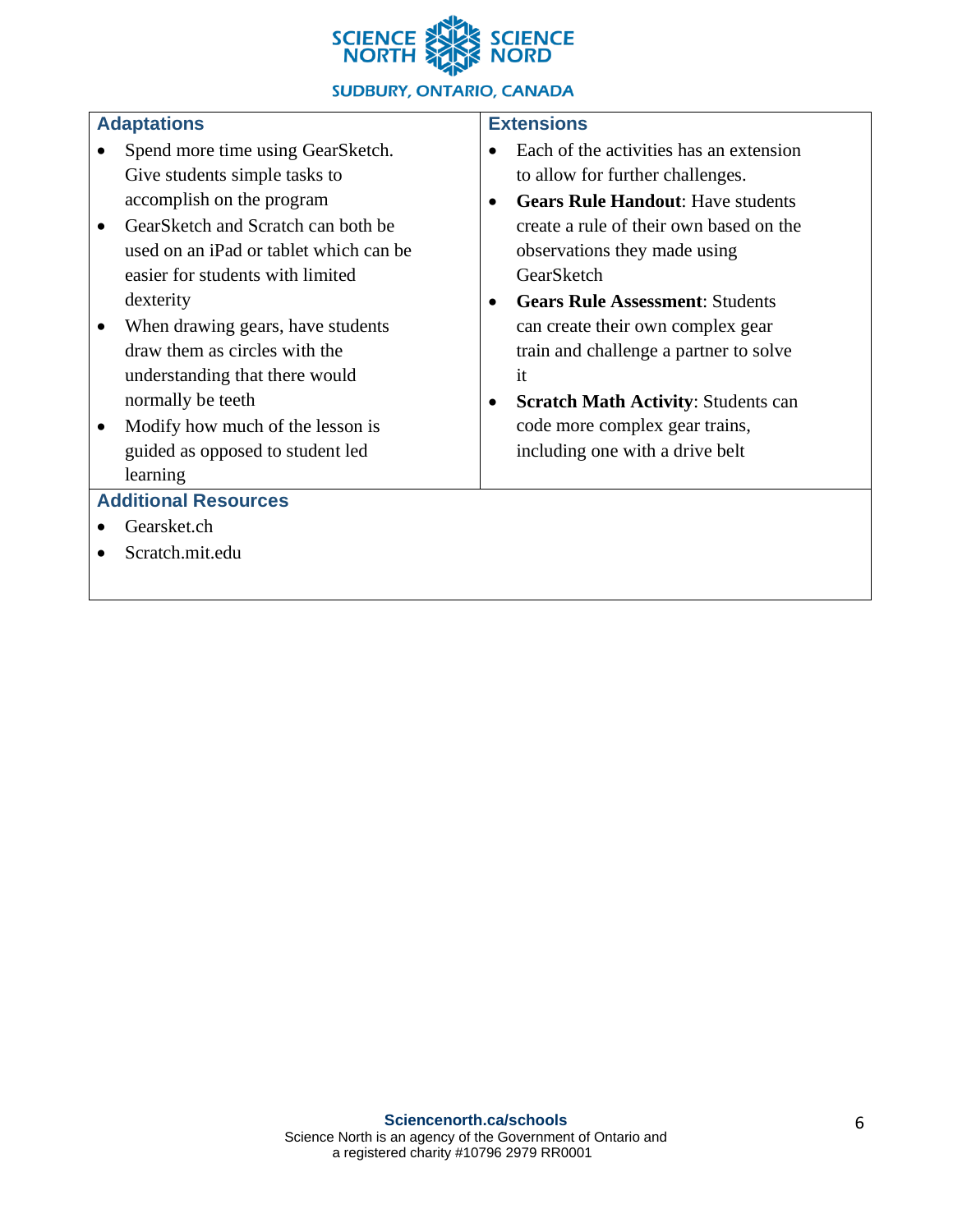## Adaptations

- Spend more time using GearSketch. Give students simple tasks to accomplish on the program
- GearSketch and Scratch can both be used on an iPad or tablet which can be easier for students with limited dexterity
- When drawing gears, have students draw them as circles with the understanding that there would normally be teeth
- Modify how much of the lesson is guided as opposed to student led learning

## Extensions

- Each of the activities has an extension to allow for further challenges.
- **Gears Rule Handout**: Have students create a rule of their own based on the observations they made using GearSketch
- **Gears Rule Assessment**: Students can create their own complex gear train and challenge a partner to solve it
- **Scratch Math Activity**: Students can code more complex gear trains, including one with a drive belt

## Additional Resources

- Gearsket.ch
- Scratch.mit.edu